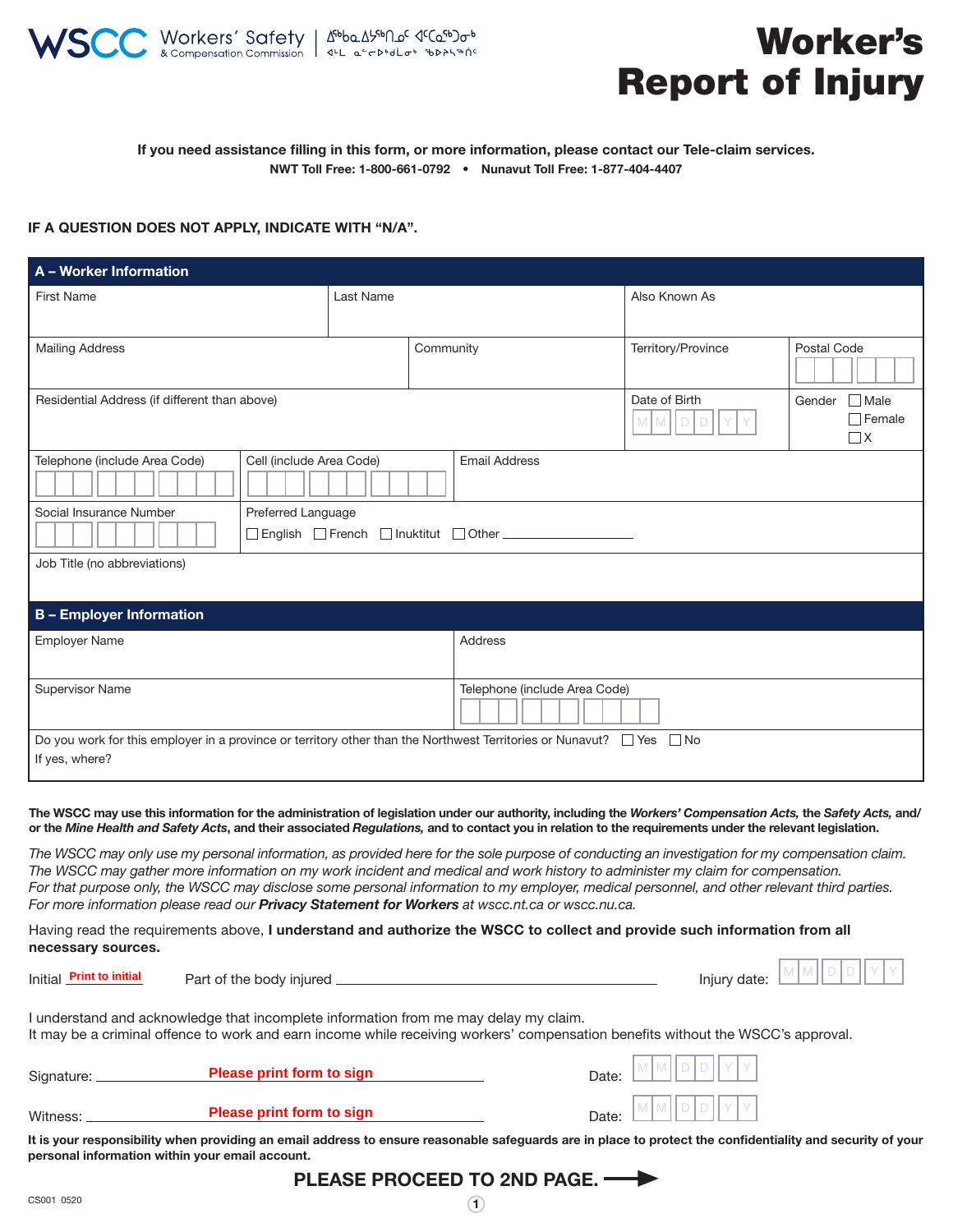WSCC Workers' Safety & Compensation Commission | ᐃᖅᑲᐃᔨᒃᑯᑦ ᐊᑦᑕᓇᖅᑐᓄᑦ ᐊᒻᒪ ᓇᓐᓂᕈᓯᖕᓄᑦ ᖃᐅᔨᓴᖅᑎᒃᑯᑦ

# Worker's Report of Injury

**If you need assistance filling in this form, or more information, please contact our Tele-claim services.**
**NWT Toll Free: 1-800-661-0792 • Nunavut Toll Free: 1-877-404-4407**

**IF A QUESTION DOES NOT APPLY, INDICATE WITH "N/A".**

## A – Worker Information

| First Name | Last Name | Also Known As | |
|---|---|---|---|
| Mailing Address | Community | Territory/Province | Postal Code |
| Residential Address (if different than above) | | Date of Birth MM DD YY | Gender ☐ Male ☐ Female ☐ X |
| Telephone (include Area Code) | Cell (include Area Code) | Email Address | |
| Social Insurance Number | Preferred Language ☐ English ☐ French ☐ Inuktitut ☐ Other ________ | | |
| Job Title (no abbreviations) | | | |

## B – Employer Information

| Employer Name | Address |
|---|---|
| Supervisor Name | Telephone (include Area Code) |

Do you work for this employer in a province or territory other than the Northwest Territories or Nunavut? ☐ Yes ☐ No
If yes, where?

**The WSCC may use this information for the administration of legislation under our authority, including the *Workers' Compensation Acts,* the *Safety Acts,* and/ or the *Mine Health and Safety Acts*, and their associated *Regulations,* and to contact you in relation to the requirements under the relevant legislation.**

*The WSCC may only use my personal information, as provided here for the sole purpose of conducting an investigation for my compensation claim. The WSCC may gather more information on my work incident and medical and work history to administer my claim for compensation. For that purpose only, the WSCC may disclose some personal information to my employer, medical personnel, and other relevant third parties. For more information please read our* ***Privacy Statement for Workers*** *at wscc.nt.ca or wscc.nu.ca.*

Having read the requirements above, **I understand and authorize the WSCC to collect and provide such information from all necessary sources.**

Initial Print to initial    Part of the body injured ________________    Injury date: MM DD YY

I understand and acknowledge that incomplete information from me may delay my claim.
It may be a criminal offence to work and earn income while receiving workers' compensation benefits without the WSCC's approval.

Signature: Please print form to sign    Date: MM DD YY

Witness: Please print form to sign    Date: MM DD YY

**It is your responsibility when providing an email address to ensure reasonable safeguards are in place to protect the confidentiality and security of your personal information within your email account.**

**PLEASE PROCEED TO 2ND PAGE. →**

CS001 0520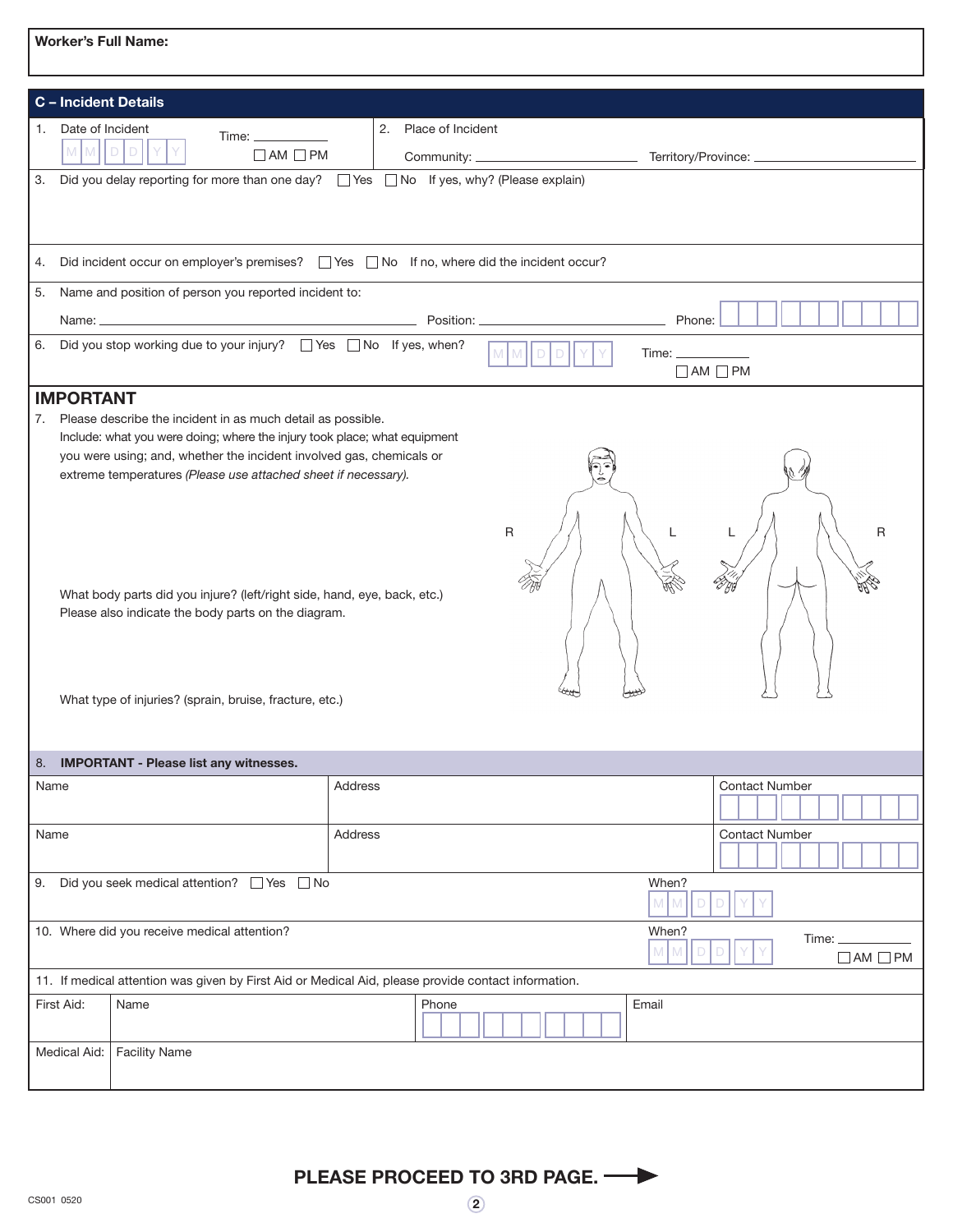**Worker's Full Name:**

## C – Incident Details

1. Date of Incident MM DD YY Time: ____________ ☐ AM ☐ PM

2. Place of Incident

   Community: ________________________ Territory/Province: ________________________

3. Did you delay reporting for more than one day? ☐ Yes ☐ No If yes, why? (Please explain)

4. Did incident occur on employer's premises? ☐ Yes ☐ No If no, where did the incident occur?

5. Name and position of person you reported incident to:

   Name: ________________________ Position: ________________________ Phone:

6. Did you stop working due to your injury? ☐ Yes ☐ No If yes, when? MM DD YY Time: ____________ ☐ AM ☐ PM

## IMPORTANT

7. Please describe the incident in as much detail as possible. Include: what you were doing; where the injury took place; what equipment you were using; and, whether the incident involved gas, chemicals or extreme temperatures *(Please use attached sheet if necessary).*

   What body parts did you injure? (left/right side, hand, eye, back, etc.) Please also indicate the body parts on the diagram.

   R L L R

   What type of injuries? (sprain, bruise, fracture, etc.)

8. **IMPORTANT - Please list any witnesses.**

| Name | Address | Contact Number |
|---|---|---|
| | | |
| | | |

9. Did you seek medical attention? ☐ Yes ☐ No When? MM DD YY

10. Where did you receive medical attention? When? MM DD YY Time: ____________ ☐ AM ☐ PM

11. If medical attention was given by First Aid or Medical Aid, please provide contact information.

| | | | |
|---|---|---|---|
| First Aid: | Name | Phone | Email |
| Medical Aid: | Facility Name | | |

**PLEASE PROCEED TO 3RD PAGE.** →

CS001 0520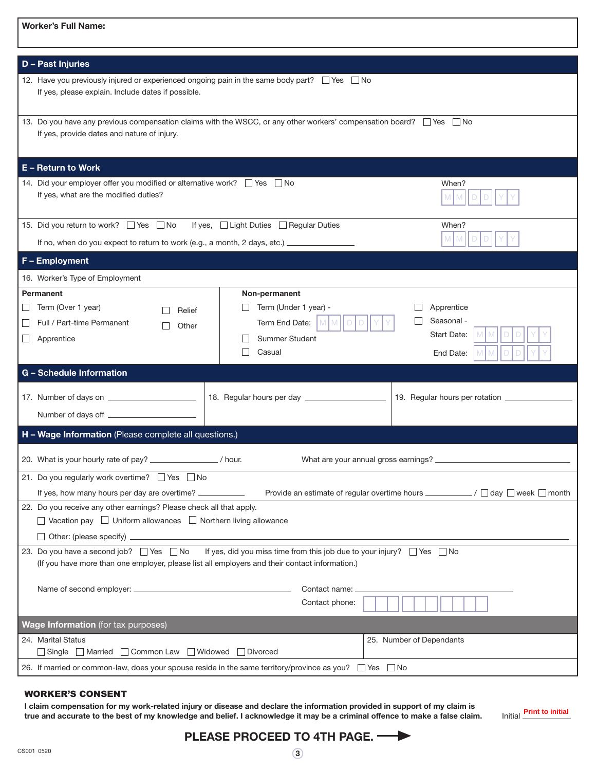**Worker's Full Name:**

## D – Past Injuries

12. Have you previously injured or experienced ongoing pain in the same body part? ☐ Yes ☐ No
    If yes, please explain. Include dates if possible.

13. Do you have any previous compensation claims with the WSCC, or any other workers' compensation board? ☐ Yes ☐ No
    If yes, provide dates and nature of injury.

## E – Return to Work

14. Did your employer offer you modified or alternative work? ☐ Yes ☐ No — When? MM DD YY
    If yes, what are the modified duties?

15. Did you return to work? ☐ Yes ☐ No — If yes, ☐ Light Duties ☐ Regular Duties — When? MM DD YY
    If no, when do you expect to return to work (e.g., a month, 2 days, etc.) ____________

## F – Employment

16. Worker's Type of Employment

| Permanent | Non-permanent |
|---|---|
| ☐ Term (Over 1 year) | ☐ Term (Under 1 year) - Term End Date: MM DD YY |
| ☐ Full / Part-time Permanent | ☐ Summer Student |
| ☐ Apprentice | ☐ Casual |
| ☐ Relief | ☐ Apprentice |
| ☐ Other | ☐ Seasonal - Start Date: MM DD YY End Date: MM DD YY |

## G – Schedule Information

17. Number of days on ____________
    Number of days off ____________

18. Regular hours per day ____________

19. Regular hours per rotation ____________

## H – Wage Information (Please complete all questions.)

20. What is your hourly rate of pay? ____________ / hour. What are your annual gross earnings? ____________

21. Do you regularly work overtime? ☐ Yes ☐ No
    If yes, how many hours per day are overtime? ____________ Provide an estimate of regular overtime hours ____________ / ☐ day ☐ week ☐ month

22. Do you receive any other earnings? Please check all that apply.
    ☐ Vacation pay ☐ Uniform allowances ☐ Northern living allowance
    ☐ Other: (please specify) ____________

23. Do you have a second job? ☐ Yes ☐ No — If yes, did you miss time from this job due to your injury? ☐ Yes ☐ No
    (If you have more than one employer, please list all employers and their contact information.)
    Name of second employer: ____________ Contact name: ____________
    Contact phone: ☐☐☐ ☐☐☐ ☐☐☐☐

## Wage Information (for tax purposes)

24. Marital Status
    ☐ Single ☐ Married ☐ Common Law ☐ Widowed ☐ Divorced

25. Number of Dependants

26. If married or common-law, does your spouse reside in the same territory/province as you? ☐ Yes ☐ No

### WORKER'S CONSENT

**I claim compensation for my work-related injury or disease and declare the information provided in support of my claim is true and accurate to the best of my knowledge and belief. I acknowledge it may be a criminal offence to make a false claim.**

Initial ____________ Print to initial

**PLEASE PROCEED TO 4TH PAGE.** →

CS001 0520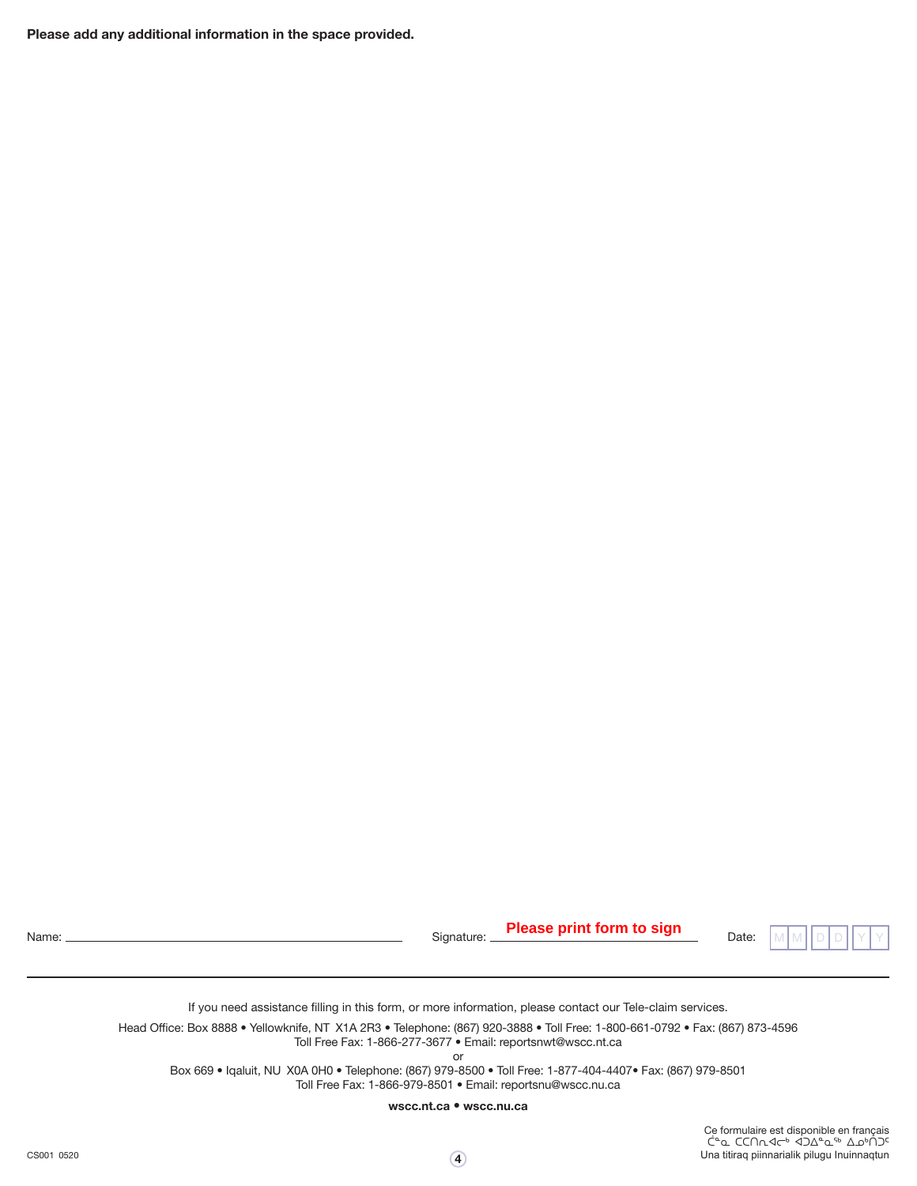**Please add any additional information in the space provided.**

Name: ______________________________ Signature: **Please print form to sign** Date: M M D D Y Y

If you need assistance filling in this form, or more information, please contact our Tele-claim services.

Head Office: Box 8888 • Yellowknife, NT X1A 2R3 • Telephone: (867) 920-3888 • Toll Free: 1-800-661-0792 • Fax: (867) 873-4596
Toll Free Fax: 1-866-277-3677 • Email: reportsnwt@wscc.nt.ca

or

Box 669 • Iqaluit, NU X0A 0H0 • Telephone: (867) 979-8500 • Toll Free: 1-877-404-4407• Fax: (867) 979-8501
Toll Free Fax: 1-866-979-8501 • Email: reportsnu@wscc.nu.ca

**wscc.nt.ca • wscc.nu.ca**

CS001 0520

Ce formulaire est disponible en français
ᑖᓐᓇ ᑕᑕᑎᕆᐊᓕᒃ ᐊᑐᐃᓐᓇᖅ ᐃᓄᒃᑎᑐᑦ
Una titiraq piinnarialik pilugu Inuinnaqtun